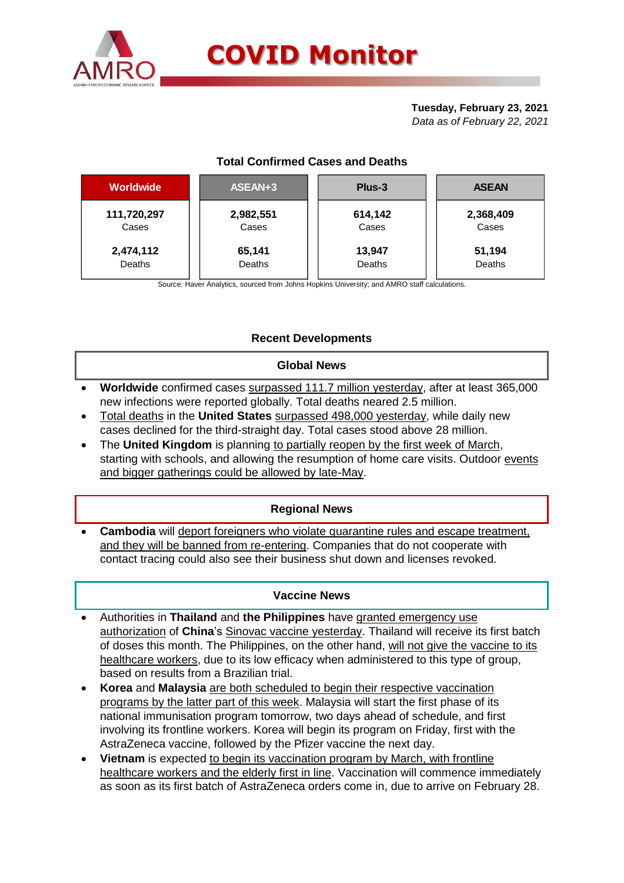# COVID Monitor

**Tuesday, February 23, 2021**
*Data as of February 22, 2021*

## Total Confirmed Cases and Deaths

| Worldwide | ASEAN+3 | Plus-3 | ASEAN |
|---|---|---|---|
| **111,720,297** Cases | **2,982,551** Cases | **614,142** Cases | **2,368,409** Cases |
| **2,474,112** Deaths | **65,141** Deaths | **13,947** Deaths | **51,194** Deaths |

Source: Haver Analytics, sourced from Johns Hopkins University; and AMRO staff calculations.

## Recent Developments

### Global News

- **Worldwide** confirmed cases surpassed 111.7 million yesterday, after at least 365,000 new infections were reported globally. Total deaths neared 2.5 million.
- Total deaths in the **United States** surpassed 498,000 yesterday, while daily new cases declined for the third-straight day. Total cases stood above 28 million.
- The **United Kingdom** is planning to partially reopen by the first week of March, starting with schools, and allowing the resumption of home care visits. Outdoor events and bigger gatherings could be allowed by late-May.

### Regional News

- **Cambodia** will deport foreigners who violate quarantine rules and escape treatment, and they will be banned from re-entering. Companies that do not cooperate with contact tracing could also see their business shut down and licenses revoked.

### Vaccine News

- Authorities in **Thailand** and **the Philippines** have granted emergency use authorization of **China**'s Sinovac vaccine yesterday. Thailand will receive its first batch of doses this month. The Philippines, on the other hand, will not give the vaccine to its healthcare workers, due to its low efficacy when administered to this type of group, based on results from a Brazilian trial.
- **Korea** and **Malaysia** are both scheduled to begin their respective vaccination programs by the latter part of this week. Malaysia will start the first phase of its national immunisation program tomorrow, two days ahead of schedule, and first involving its frontline workers. Korea will begin its program on Friday, first with the AstraZeneca vaccine, followed by the Pfizer vaccine the next day.
- **Vietnam** is expected to begin its vaccination program by March, with frontline healthcare workers and the elderly first in line. Vaccination will commence immediately as soon as its first batch of AstraZeneca orders come in, due to arrive on February 28.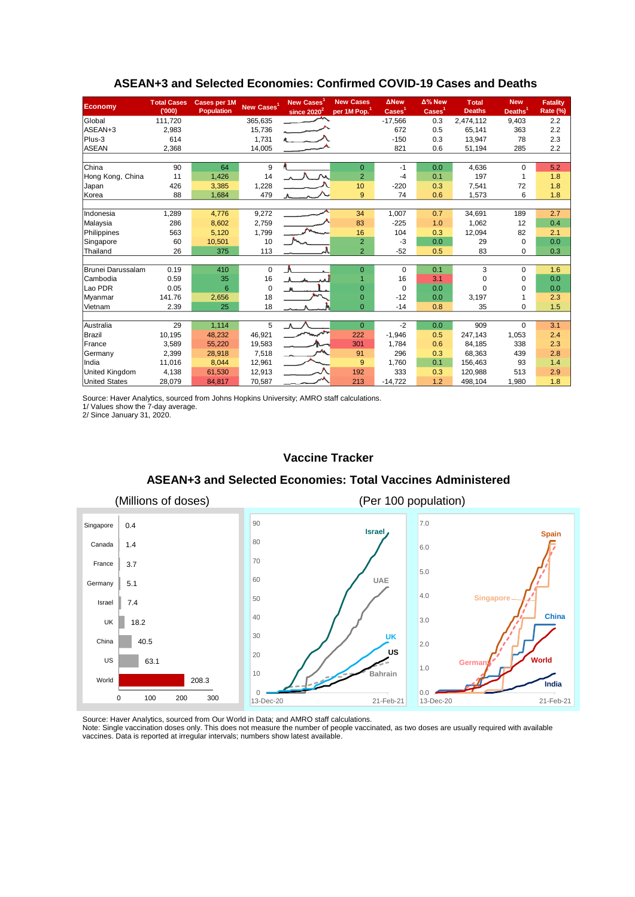## ASEAN+3 and Selected Economies: Confirmed COVID-19 Cases and Deaths

| Economy | Total Cases ('000) | Cases per 1M Population | New Cases[1] | New Cases[1] since 2020[2] | New Cases per 1M Pop.[1] | ΔNew Cases[1] | Δ% New Cases[1] | Total Deaths | New Deaths[1] | Fatality Rate (%) |
|---|---|---|---|---|---|---|---|---|---|---|
| Global | 111,720 | | 365,635 | | | -17,566 | 0.3 | 2,474,112 | 9,403 | 2.2 |
| ASEAN+3 | 2,983 | | 15,736 | | | 672 | 0.5 | 65,141 | 363 | 2.2 |
| Plus-3 | 614 | | 1,731 | | | -150 | 0.3 | 13,947 | 78 | 2.3 |
| ASEAN | 2,368 | | 14,005 | | | 821 | 0.6 | 51,194 | 285 | 2.2 |
| | | | | | | | | | | |
| China | 90 | 64 | 9 | | 0 | -1 | 0.0 | 4,636 | 0 | 5.2 |
| Hong Kong, China | 11 | 1,426 | 14 | | 2 | -4 | 0.1 | 197 | 1 | 1.8 |
| Japan | 426 | 3,385 | 1,228 | | 10 | -220 | 0.3 | 7,541 | 72 | 1.8 |
| Korea | 88 | 1,684 | 479 | | 9 | 74 | 0.6 | 1,573 | 6 | 1.8 |
| | | | | | | | | | | |
| Indonesia | 1,289 | 4,776 | 9,272 | | 34 | 1,007 | 0.7 | 34,691 | 189 | 2.7 |
| Malaysia | 286 | 8,602 | 2,759 | | 83 | -225 | 1.0 | 1,062 | 12 | 0.4 |
| Philippines | 563 | 5,120 | 1,799 | | 16 | 104 | 0.3 | 12,094 | 82 | 2.1 |
| Singapore | 60 | 10,501 | 10 | | 2 | -3 | 0.0 | 29 | 0 | 0.0 |
| Thailand | 26 | 375 | 113 | | 2 | -52 | 0.5 | 83 | 0 | 0.3 |
| | | | | | | | | | | |
| Brunei Darussalam | 0.19 | 410 | 0 | | 0 | 0 | 0.1 | 3 | 0 | 1.6 |
| Cambodia | 0.59 | 35 | 16 | | 1 | 16 | 3.1 | 0 | 0 | 0.0 |
| Lao PDR | 0.05 | 6 | 0 | | 0 | 0 | 0.0 | 0 | 0 | 0.0 |
| Myanmar | 141.76 | 2,656 | 18 | | 0 | -12 | 0.0 | 3,197 | 1 | 2.3 |
| Vietnam | 2.39 | 25 | 18 | | 0 | -14 | 0.8 | 35 | 0 | 1.5 |
| | | | | | | | | | | |
| Australia | 29 | 1,114 | 5 | | 0 | -2 | 0.0 | 909 | 0 | 3.1 |
| Brazil | 10,195 | 48,232 | 46,921 | | 222 | -1,946 | 0.5 | 247,143 | 1,053 | 2.4 |
| France | 3,589 | 55,220 | 19,583 | | 301 | 1,784 | 0.6 | 84,185 | 338 | 2.3 |
| Germany | 2,399 | 28,918 | 7,518 | | 91 | 296 | 0.3 | 68,363 | 439 | 2.8 |
| India | 11,016 | 8,044 | 12,961 | | 9 | 1,760 | 0.1 | 156,463 | 93 | 1.4 |
| United Kingdom | 4,138 | 61,530 | 12,913 | | 192 | 333 | 0.3 | 120,988 | 513 | 2.9 |
| United States | 28,079 | 84,817 | 70,587 | | 213 | -14,722 | 1.2 | 498,104 | 1,980 | 1.8 |

Source: Haver Analytics, sourced from Johns Hopkins University; AMRO staff calculations.
1/ Values show the 7-day average.
2/ Since January 31, 2020.

## Vaccine Tracker

### ASEAN+3 and Selected Economies: Total Vaccines Administered

(Millions of doses)

Singapore 0.4
Canada 1.4
France 3.7
Germany 5.1
Israel 7.4
UK 18.2
China 40.5
US 63.1
World 208.3
0 100 200 300

(Per 100 population)

90 80 70 60 50 40 30 20 10 0
Israel
UAE
UK
US
Bahrain
13-Dec-20 21-Feb-21

7.0 6.0 5.0 4.0 3.0 2.0 1.0 0.0
Spain
Singapore
China
Germany
World
India
13-Dec-20 21-Feb-21

Source: Haver Analytics, sourced from Our World in Data; and AMRO staff calculations.
Note: Single vaccination doses only. This does not measure the number of people vaccinated, as two doses are usually required with available vaccines. Data is reported at irregular intervals; numbers show latest available.